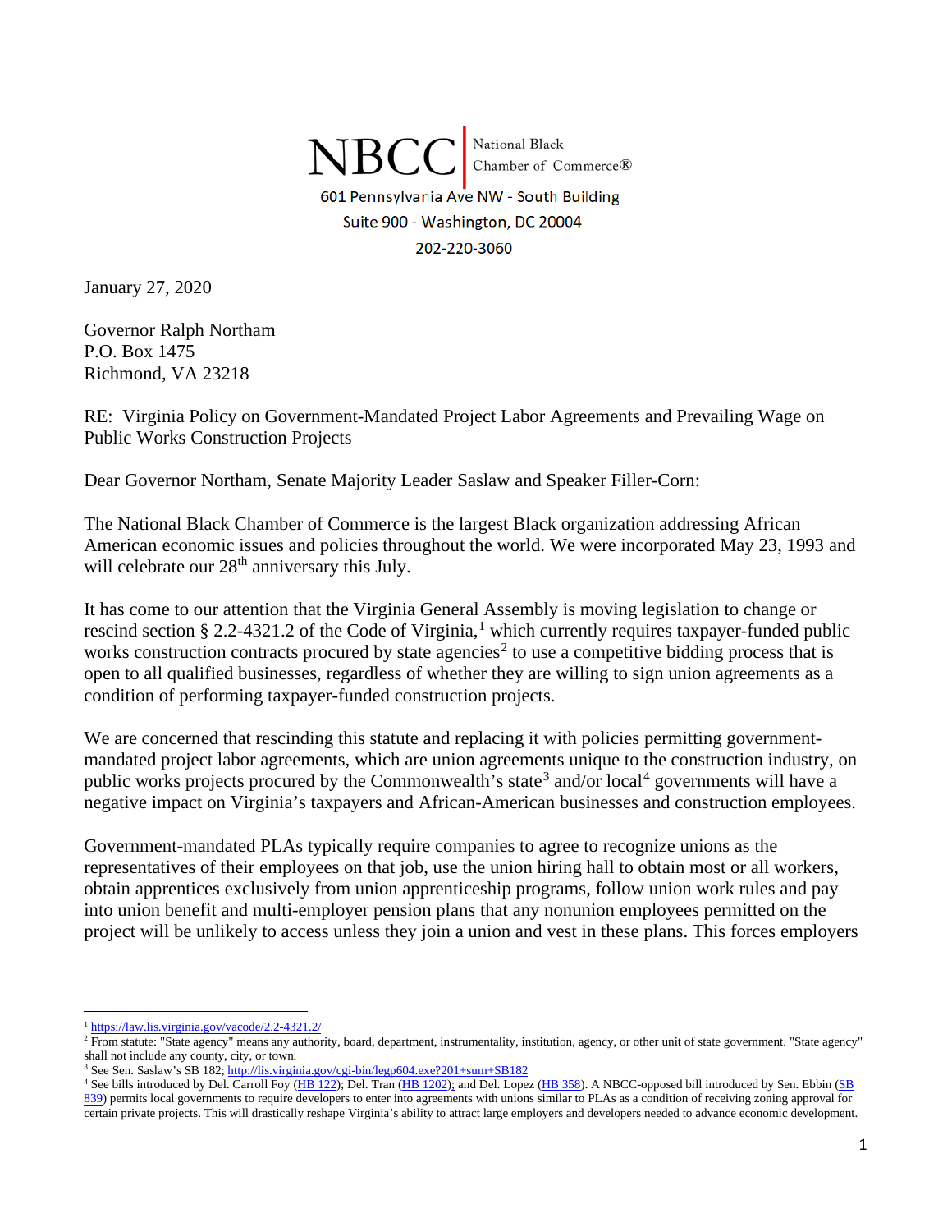NBCC | National Black Chamber of Commerce®

601 Pennsylvania Ave NW - South Building
Suite 900 - Washington, DC 20004
202-220-3060

January 27, 2020

Governor Ralph Northam
P.O. Box 1475
Richmond, VA 23218

RE: Virginia Policy on Government-Mandated Project Labor Agreements and Prevailing Wage on Public Works Construction Projects

Dear Governor Northam, Senate Majority Leader Saslaw and Speaker Filler-Corn:

The National Black Chamber of Commerce is the largest Black organization addressing African American economic issues and policies throughout the world. We were incorporated May 23, 1993 and will celebrate our 28th anniversary this July.

It has come to our attention that the Virginia General Assembly is moving legislation to change or rescind section § 2.2-4321.2 of the Code of Virginia,[1] which currently requires taxpayer-funded public works construction contracts procured by state agencies[2] to use a competitive bidding process that is open to all qualified businesses, regardless of whether they are willing to sign union agreements as a condition of performing taxpayer-funded construction projects.

We are concerned that rescinding this statute and replacing it with policies permitting government-mandated project labor agreements, which are union agreements unique to the construction industry, on public works projects procured by the Commonwealth's state[3] and/or local[4] governments will have a negative impact on Virginia's taxpayers and African-American businesses and construction employees.

Government-mandated PLAs typically require companies to agree to recognize unions as the representatives of their employees on that job, use the union hiring hall to obtain most or all workers, obtain apprentices exclusively from union apprenticeship programs, follow union work rules and pay into union benefit and multi-employer pension plans that any nonunion employees permitted on the project will be unlikely to access unless they join a union and vest in these plans. This forces employers

---

[1] https://law.lis.virginia.gov/vacode/2.2-4321.2/

[2] From statute: "State agency" means any authority, board, department, instrumentality, institution, agency, or other unit of state government. "State agency" shall not include any county, city, or town.

[3] See Sen. Saslaw's SB 182; http://lis.virginia.gov/cgi-bin/legp604.exe?201+sum+SB182

[4] See bills introduced by Del. Carroll Foy (HB 122); Del. Tran (HB 1202); and Del. Lopez (HB 358). A NBCC-opposed bill introduced by Sen. Ebbin (SB 839) permits local governments to require developers to enter into agreements with unions similar to PLAs as a condition of receiving zoning approval for certain private projects. This will drastically reshape Virginia's ability to attract large employers and developers needed to advance economic development.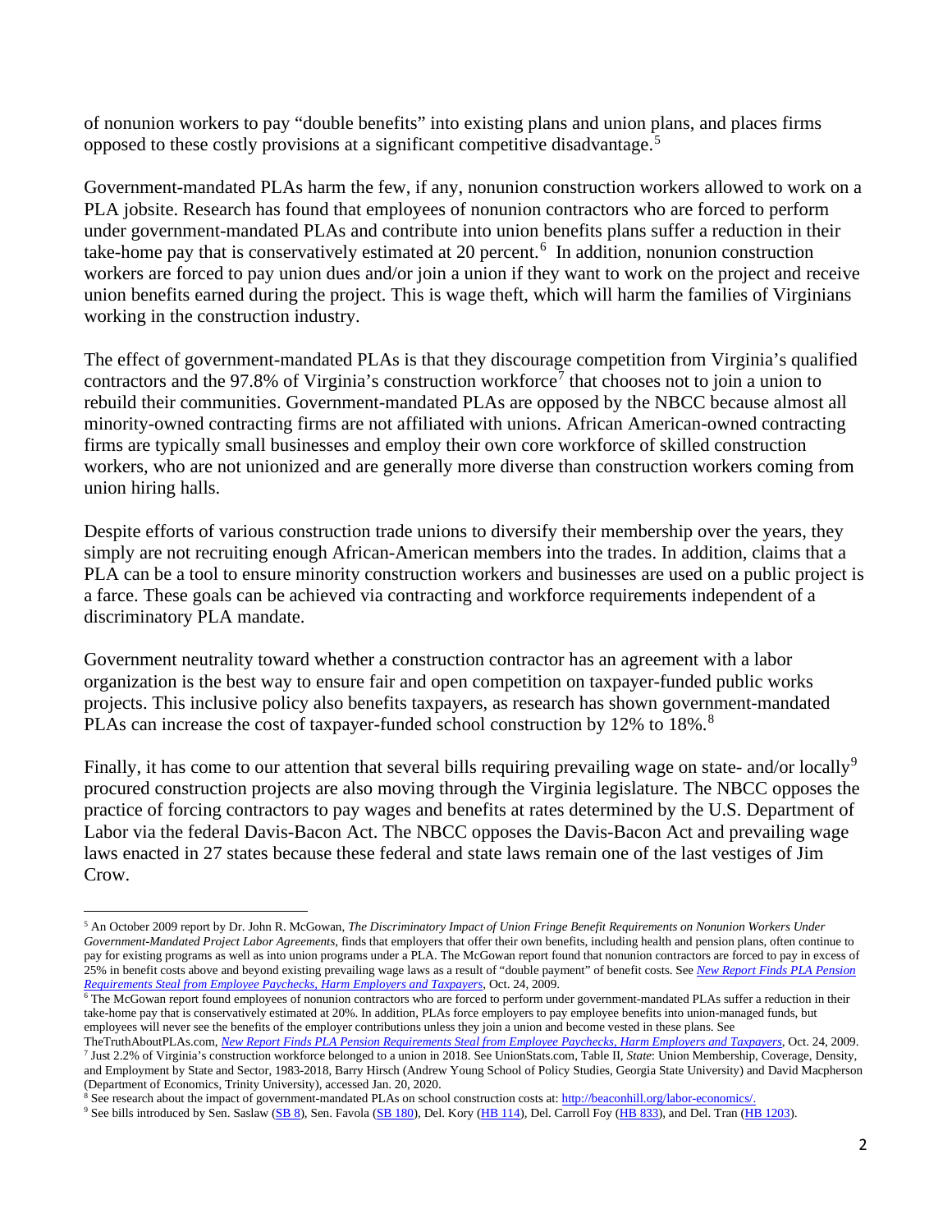of nonunion workers to pay "double benefits" into existing plans and union plans, and places firms opposed to these costly provisions at a significant competitive disadvantage.[5]

Government-mandated PLAs harm the few, if any, nonunion construction workers allowed to work on a PLA jobsite. Research has found that employees of nonunion contractors who are forced to perform under government-mandated PLAs and contribute into union benefits plans suffer a reduction in their take-home pay that is conservatively estimated at 20 percent.[6] In addition, nonunion construction workers are forced to pay union dues and/or join a union if they want to work on the project and receive union benefits earned during the project. This is wage theft, which will harm the families of Virginians working in the construction industry.

The effect of government-mandated PLAs is that they discourage competition from Virginia's qualified contractors and the 97.8% of Virginia's construction workforce[7] that chooses not to join a union to rebuild their communities. Government-mandated PLAs are opposed by the NBCC because almost all minority-owned contracting firms are not affiliated with unions. African American-owned contracting firms are typically small businesses and employ their own core workforce of skilled construction workers, who are not unionized and are generally more diverse than construction workers coming from union hiring halls.

Despite efforts of various construction trade unions to diversify their membership over the years, they simply are not recruiting enough African-American members into the trades. In addition, claims that a PLA can be a tool to ensure minority construction workers and businesses are used on a public project is a farce. These goals can be achieved via contracting and workforce requirements independent of a discriminatory PLA mandate.

Government neutrality toward whether a construction contractor has an agreement with a labor organization is the best way to ensure fair and open competition on taxpayer-funded public works projects. This inclusive policy also benefits taxpayers, as research has shown government-mandated PLAs can increase the cost of taxpayer-funded school construction by 12% to 18%.[8]

Finally, it has come to our attention that several bills requiring prevailing wage on state- and/or locally[9] procured construction projects are also moving through the Virginia legislature. The NBCC opposes the practice of forcing contractors to pay wages and benefits at rates determined by the U.S. Department of Labor via the federal Davis-Bacon Act. The NBCC opposes the Davis-Bacon Act and prevailing wage laws enacted in 27 states because these federal and state laws remain one of the last vestiges of Jim Crow.

---

[5] An October 2009 report by Dr. John R. McGowan, *The Discriminatory Impact of Union Fringe Benefit Requirements on Nonunion Workers Under Government-Mandated Project Labor Agreements*, finds that employers that offer their own benefits, including health and pension plans, often continue to pay for existing programs as well as into union programs under a PLA. The McGowan report found that nonunion contractors are forced to pay in excess of 25% in benefit costs above and beyond existing prevailing wage laws as a result of "double payment" of benefit costs. See *New Report Finds PLA Pension Requirements Steal from Employee Paychecks, Harm Employers and Taxpayers*, Oct. 24, 2009.

[6] The McGowan report found employees of nonunion contractors who are forced to perform under government-mandated PLAs suffer a reduction in their take-home pay that is conservatively estimated at 20%. In addition, PLAs force employers to pay employee benefits into union-managed funds, but employees will never see the benefits of the employer contributions unless they join a union and become vested in these plans. See TheTruthAboutPLAs.com, *New Report Finds PLA Pension Requirements Steal from Employee Paychecks, Harm Employers and Taxpayers*, Oct. 24, 2009.

[7] Just 2.2% of Virginia's construction workforce belonged to a union in 2018. See UnionStats.com, Table II, *State*: Union Membership, Coverage, Density, and Employment by State and Sector, 1983-2018, Barry Hirsch (Andrew Young School of Policy Studies, Georgia State University) and David Macpherson (Department of Economics, Trinity University), accessed Jan. 20, 2020.

[8] See research about the impact of government-mandated PLAs on school construction costs at: http://beaconhill.org/labor-economics/.

[9] See bills introduced by Sen. Saslaw (SB 8), Sen. Favola (SB 180), Del. Kory (HB 114), Del. Carroll Foy (HB 833), and Del. Tran (HB 1203).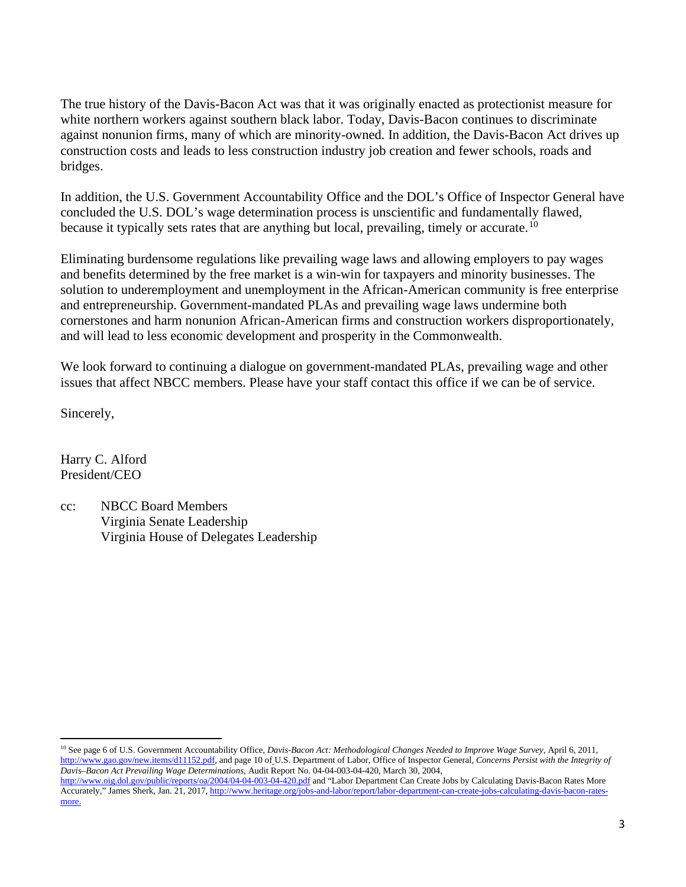The true history of the Davis-Bacon Act was that it was originally enacted as protectionist measure for white northern workers against southern black labor. Today, Davis-Bacon continues to discriminate against nonunion firms, many of which are minority-owned. In addition, the Davis-Bacon Act drives up construction costs and leads to less construction industry job creation and fewer schools, roads and bridges.

In addition, the U.S. Government Accountability Office and the DOL's Office of Inspector General have concluded the U.S. DOL's wage determination process is unscientific and fundamentally flawed, because it typically sets rates that are anything but local, prevailing, timely or accurate.[10]

Eliminating burdensome regulations like prevailing wage laws and allowing employers to pay wages and benefits determined by the free market is a win-win for taxpayers and minority businesses. The solution to underemployment and unemployment in the African-American community is free enterprise and entrepreneurship. Government-mandated PLAs and prevailing wage laws undermine both cornerstones and harm nonunion African-American firms and construction workers disproportionately, and will lead to less economic development and prosperity in the Commonwealth.

We look forward to continuing a dialogue on government-mandated PLAs, prevailing wage and other issues that affect NBCC members. Please have your staff contact this office if we can be of service.

Sincerely,

Harry C. Alford
President/CEO

cc: NBCC Board Members
Virginia Senate Leadership
Virginia House of Delegates Leadership

---

[10] See page 6 of U.S. Government Accountability Office, *Davis-Bacon Act: Methodological Changes Needed to Improve Wage Survey*, April 6, 2011, http://www.gao.gov/new.items/d11152.pdf, and page 10 of U.S. Department of Labor, Office of Inspector General, *Concerns Persist with the Integrity of Davis–Bacon Act Prevailing Wage Determinations*, Audit Report No. 04-04-003-04-420, March 30, 2004, http://www.oig.dol.gov/public/reports/oa/2004/04-04-003-04-420.pdf and "Labor Department Can Create Jobs by Calculating Davis-Bacon Rates More Accurately," James Sherk, Jan. 21, 2017, http://www.heritage.org/jobs-and-labor/report/labor-department-can-create-jobs-calculating-davis-bacon-rates-more.